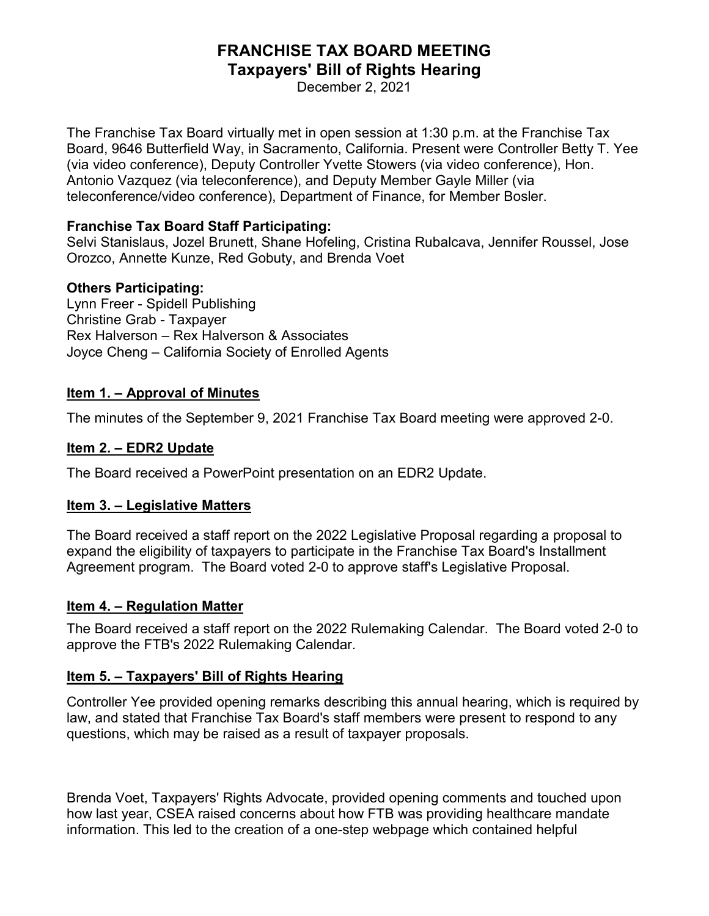# FRANCHISE TAX BOARD MEETING
## Taxpayers' Bill of Rights Hearing

December 2, 2021

The Franchise Tax Board virtually met in open session at 1:30 p.m. at the Franchise Tax Board, 9646 Butterfield Way, in Sacramento, California. Present were Controller Betty T. Yee (via video conference), Deputy Controller Yvette Stowers (via video conference), Hon. Antonio Vazquez (via teleconference), and Deputy Member Gayle Miller (via teleconference/video conference), Department of Finance, for Member Bosler.

**Franchise Tax Board Staff Participating:**
Selvi Stanislaus, Jozel Brunett, Shane Hofeling, Cristina Rubalcava, Jennifer Roussel, Jose Orozco, Annette Kunze, Red Gobuty, and Brenda Voet

**Others Participating:**
Lynn Freer - Spidell Publishing
Christine Grab - Taxpayer
Rex Halverson – Rex Halverson & Associates
Joyce Cheng – California Society of Enrolled Agents

### Item 1. – Approval of Minutes

The minutes of the September 9, 2021 Franchise Tax Board meeting were approved 2-0.

### Item 2. – EDR2 Update

The Board received a PowerPoint presentation on an EDR2 Update.

### Item 3. – Legislative Matters

The Board received a staff report on the 2022 Legislative Proposal regarding a proposal to expand the eligibility of taxpayers to participate in the Franchise Tax Board's Installment Agreement program. The Board voted 2-0 to approve staff's Legislative Proposal.

### Item 4. – Regulation Matter

The Board received a staff report on the 2022 Rulemaking Calendar. The Board voted 2-0 to approve the FTB's 2022 Rulemaking Calendar.

### Item 5. – Taxpayers' Bill of Rights Hearing

Controller Yee provided opening remarks describing this annual hearing, which is required by law, and stated that Franchise Tax Board's staff members were present to respond to any questions, which may be raised as a result of taxpayer proposals.

Brenda Voet, Taxpayers' Rights Advocate, provided opening comments and touched upon how last year, CSEA raised concerns about how FTB was providing healthcare mandate information. This led to the creation of a one-step webpage which contained helpful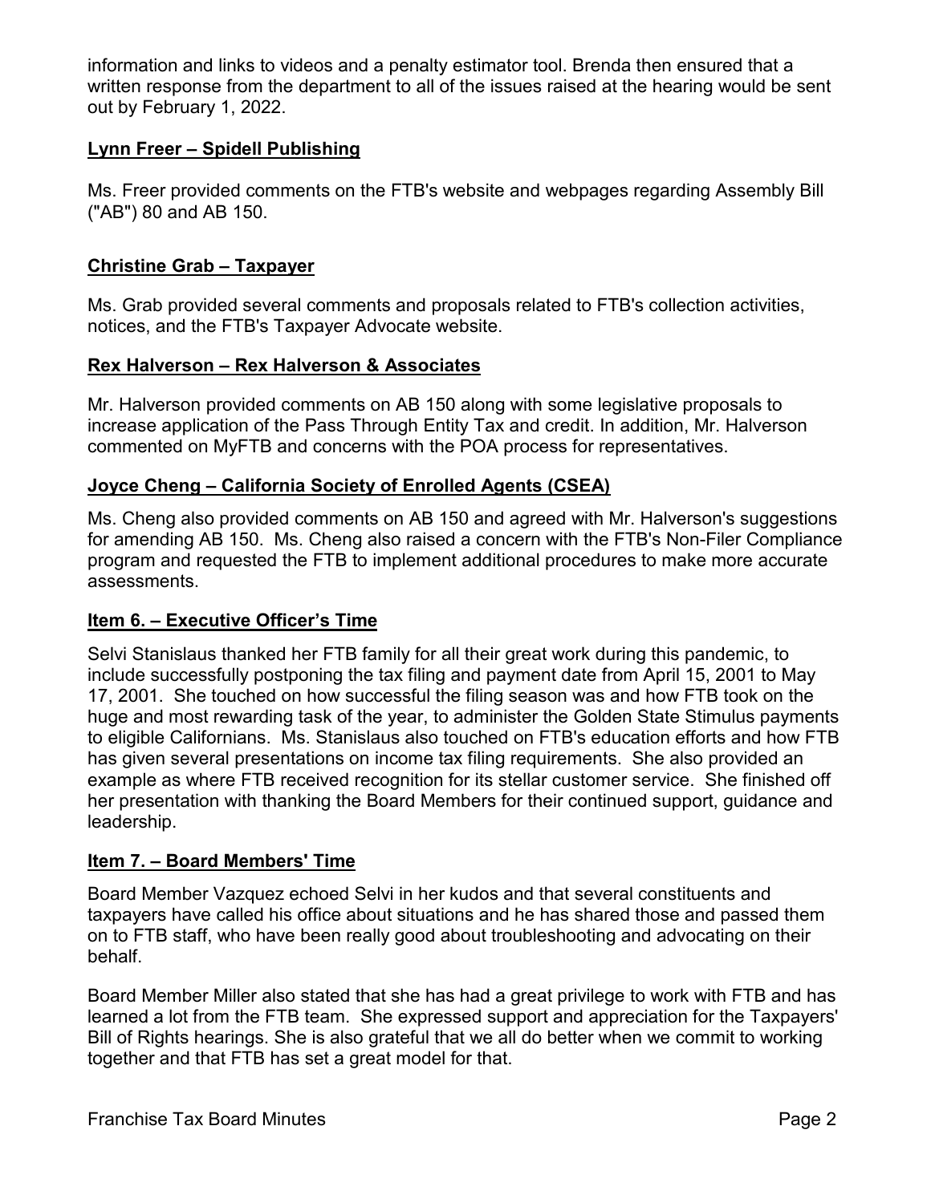information and links to videos and a penalty estimator tool. Brenda then ensured that a written response from the department to all of the issues raised at the hearing would be sent out by February 1, 2022.

**Lynn Freer – Spidell Publishing**

Ms. Freer provided comments on the FTB's website and webpages regarding Assembly Bill ("AB") 80 and AB 150.

**Christine Grab – Taxpayer**

Ms. Grab provided several comments and proposals related to FTB's collection activities, notices, and the FTB's Taxpayer Advocate website.

**Rex Halverson – Rex Halverson & Associates**

Mr. Halverson provided comments on AB 150 along with some legislative proposals to increase application of the Pass Through Entity Tax and credit. In addition, Mr. Halverson commented on MyFTB and concerns with the POA process for representatives.

**Joyce Cheng – California Society of Enrolled Agents (CSEA)**

Ms. Cheng also provided comments on AB 150 and agreed with Mr. Halverson's suggestions for amending AB 150. Ms. Cheng also raised a concern with the FTB's Non-Filer Compliance program and requested the FTB to implement additional procedures to make more accurate assessments.

**Item 6. – Executive Officer's Time**

Selvi Stanislaus thanked her FTB family for all their great work during this pandemic, to include successfully postponing the tax filing and payment date from April 15, 2001 to May 17, 2001. She touched on how successful the filing season was and how FTB took on the huge and most rewarding task of the year, to administer the Golden State Stimulus payments to eligible Californians. Ms. Stanislaus also touched on FTB's education efforts and how FTB has given several presentations on income tax filing requirements. She also provided an example as where FTB received recognition for its stellar customer service. She finished off her presentation with thanking the Board Members for their continued support, guidance and leadership.

**Item 7. – Board Members' Time**

Board Member Vazquez echoed Selvi in her kudos and that several constituents and taxpayers have called his office about situations and he has shared those and passed them on to FTB staff, who have been really good about troubleshooting and advocating on their behalf.

Board Member Miller also stated that she has had a great privilege to work with FTB and has learned a lot from the FTB team. She expressed support and appreciation for the Taxpayers' Bill of Rights hearings. She is also grateful that we all do better when we commit to working together and that FTB has set a great model for that.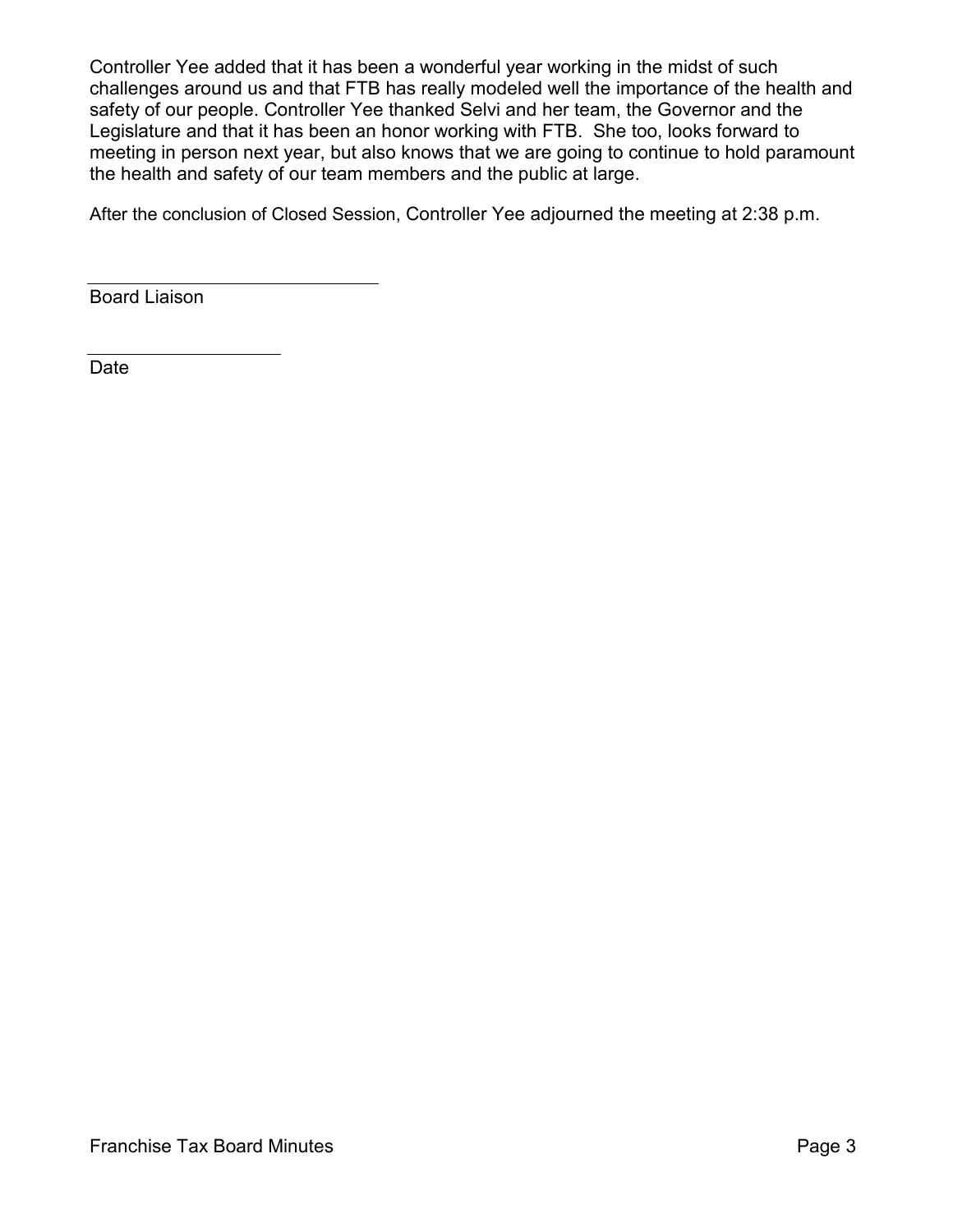Controller Yee added that it has been a wonderful year working in the midst of such challenges around us and that FTB has really modeled well the importance of the health and safety of our people. Controller Yee thanked Selvi and her team, the Governor and the Legislature and that it has been an honor working with FTB. She too, looks forward to meeting in person next year, but also knows that we are going to continue to hold paramount the health and safety of our team members and the public at large.

After the conclusion of Closed Session, Controller Yee adjourned the meeting at 2:38 p.m.

\_\_\_\_\_\_\_\_\_\_\_\_\_\_\_\_\_\_\_\_\_\_\_\_\_\_\_\_\_\_

Board Liaison

\_\_\_\_\_\_\_\_\_\_\_\_\_\_\_\_\_\_\_\_

Date